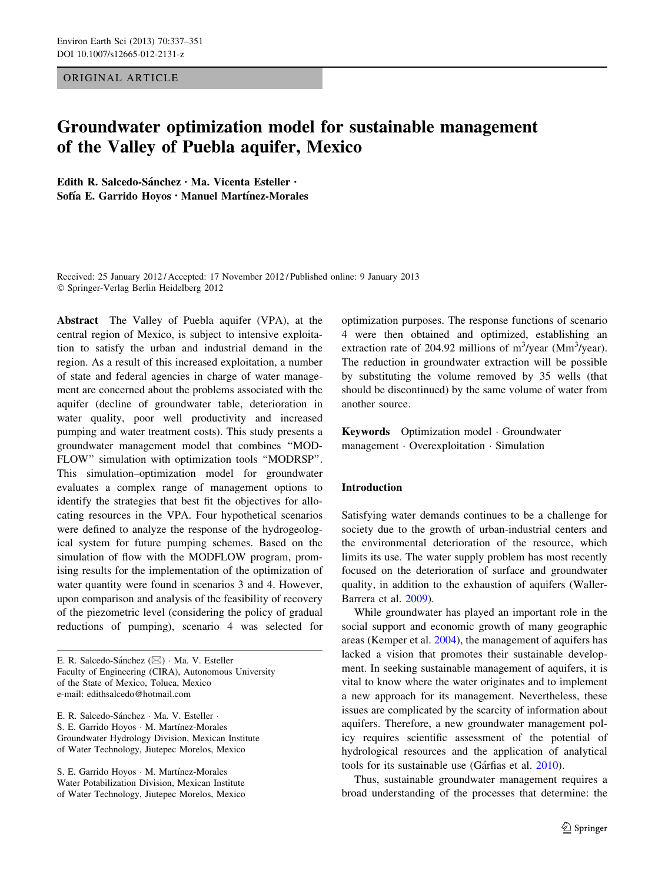ORIGINAL ARTICLE

# Groundwater optimization model for sustainable management of the Valley of Puebla aquifer, Mexico

**Edith R. Salcedo-Sánchez · Ma. Vicenta Esteller · Sofía E. Garrido Hoyos · Manuel Martínez-Morales**

Received: 25 January 2012 / Accepted: 17 November 2012 / Published online: 9 January 2013
© Springer-Verlag Berlin Heidelberg 2012

**Abstract** The Valley of Puebla aquifer (VPA), at the central region of Mexico, is subject to intensive exploitation to satisfy the urban and industrial demand in the region. As a result of this increased exploitation, a number of state and federal agencies in charge of water management are concerned about the problems associated with the aquifer (decline of groundwater table, deterioration in water quality, poor well productivity and increased pumping and water treatment costs). This study presents a groundwater management model that combines "MODFLOW" simulation with optimization tools "MODRSP". This simulation–optimization model for groundwater evaluates a complex range of management options to identify the strategies that best fit the objectives for allocating resources in the VPA. Four hypothetical scenarios were defined to analyze the response of the hydrogeological system for future pumping schemes. Based on the simulation of flow with the MODFLOW program, promising results for the implementation of the optimization of water quantity were found in scenarios 3 and 4. However, upon comparison and analysis of the feasibility of recovery of the piezometric level (considering the policy of gradual reductions of pumping), scenario 4 was selected for optimization purposes. The response functions of scenario 4 were then obtained and optimized, establishing an extraction rate of 204.92 millions of $m^3$/year ($Mm^3$/year). The reduction in groundwater extraction will be possible by substituting the volume removed by 35 wells (that should be discontinued) by the same volume of water from another source.

**Keywords** Optimization model · Groundwater management · Overexploitation · Simulation

E. R. Salcedo-Sánchez (✉) · Ma. V. Esteller
Faculty of Engineering (CIRA), Autonomous University of the State of Mexico, Toluca, Mexico
e-mail: edithsalcedo@hotmail.com

E. R. Salcedo-Sánchez · Ma. V. Esteller · S. E. Garrido Hoyos · M. Martínez-Morales
Groundwater Hydrology Division, Mexican Institute of Water Technology, Jiutepec Morelos, Mexico

S. E. Garrido Hoyos · M. Martínez-Morales
Water Potabilization Division, Mexican Institute of Water Technology, Jiutepec Morelos, Mexico

## Introduction

Satisfying water demands continues to be a challenge for society due to the growth of urban-industrial centers and the environmental deterioration of the resource, which limits its use. The water supply problem has most recently focused on the deterioration of surface and groundwater quality, in addition to the exhaustion of aquifers (Waller-Barrera et al. 2009).

While groundwater has played an important role in the social support and economic growth of many geographic areas (Kemper et al. 2004), the management of aquifers has lacked a vision that promotes their sustainable development. In seeking sustainable management of aquifers, it is vital to know where the water originates and to implement a new approach for its management. Nevertheless, these issues are complicated by the scarcity of information about aquifers. Therefore, a new groundwater management policy requires scientific assessment of the potential of hydrological resources and the application of analytical tools for its sustainable use (Gárfias et al. 2010).

Thus, sustainable groundwater management requires a broad understanding of the processes that determine: the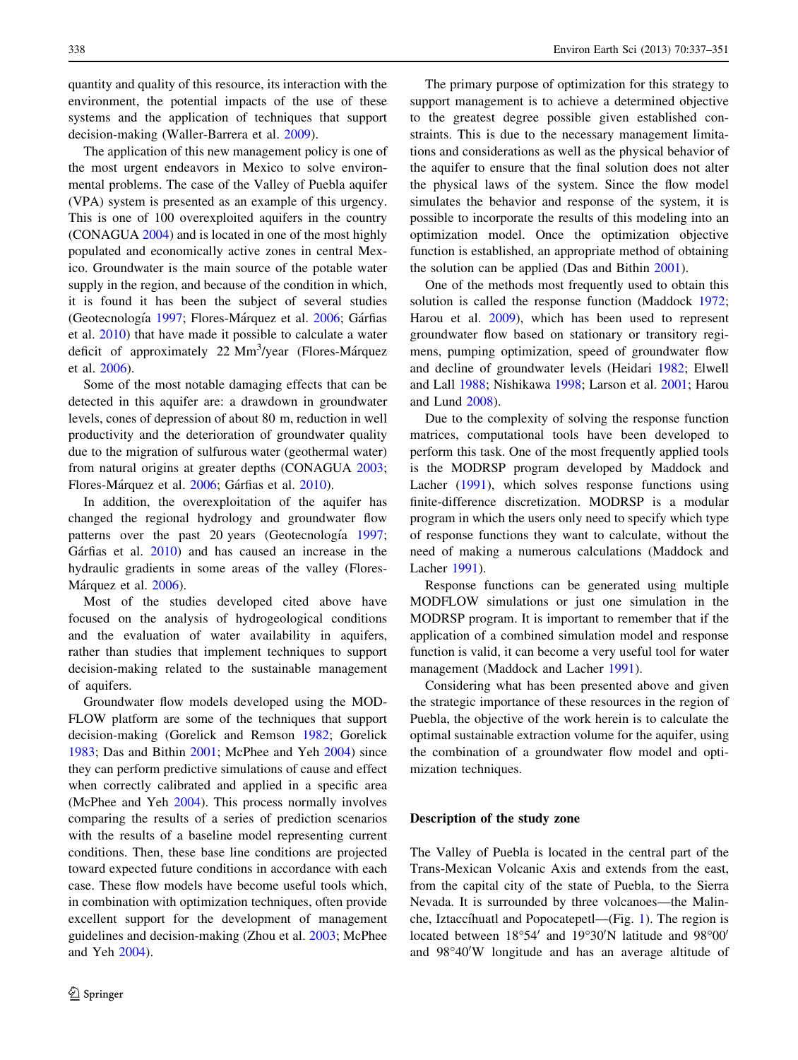quantity and quality of this resource, its interaction with the environment, the potential impacts of the use of these systems and the application of techniques that support decision-making (Waller-Barrera et al. 2009).

The application of this new management policy is one of the most urgent endeavors in Mexico to solve environmental problems. The case of the Valley of Puebla aquifer (VPA) system is presented as an example of this urgency. This is one of 100 overexploited aquifers in the country (CONAGUA 2004) and is located in one of the most highly populated and economically active zones in central Mexico. Groundwater is the main source of the potable water supply in the region, and because of the condition in which, it is found it has been the subject of several studies (Geotecnología 1997; Flores-Márquez et al. 2006; Gárfias et al. 2010) that have made it possible to calculate a water deficit of approximately 22 $Mm^3$/year (Flores-Márquez et al. 2006).

Some of the most notable damaging effects that can be detected in this aquifer are: a drawdown in groundwater levels, cones of depression of about 80 m, reduction in well productivity and the deterioration of groundwater quality due to the migration of sulfurous water (geothermal water) from natural origins at greater depths (CONAGUA 2003; Flores-Márquez et al. 2006; Gárfias et al. 2010).

In addition, the overexploitation of the aquifer has changed the regional hydrology and groundwater flow patterns over the past 20 years (Geotecnología 1997; Gárfias et al. 2010) and has caused an increase in the hydraulic gradients in some areas of the valley (Flores-Márquez et al. 2006).

Most of the studies developed cited above have focused on the analysis of hydrogeological conditions and the evaluation of water availability in aquifers, rather than studies that implement techniques to support decision-making related to the sustainable management of aquifers.

Groundwater flow models developed using the MODFLOW platform are some of the techniques that support decision-making (Gorelick and Remson 1982; Gorelick 1983; Das and Bithin 2001; McPhee and Yeh 2004) since they can perform predictive simulations of cause and effect when correctly calibrated and applied in a specific area (McPhee and Yeh 2004). This process normally involves comparing the results of a series of prediction scenarios with the results of a baseline model representing current conditions. Then, these base line conditions are projected toward expected future conditions in accordance with each case. These flow models have become useful tools which, in combination with optimization techniques, often provide excellent support for the development of management guidelines and decision-making (Zhou et al. 2003; McPhee and Yeh 2004).

The primary purpose of optimization for this strategy to support management is to achieve a determined objective to the greatest degree possible given established constraints. This is due to the necessary management limitations and considerations as well as the physical behavior of the aquifer to ensure that the final solution does not alter the physical laws of the system. Since the flow model simulates the behavior and response of the system, it is possible to incorporate the results of this modeling into an optimization model. Once the optimization objective function is established, an appropriate method of obtaining the solution can be applied (Das and Bithin 2001).

One of the methods most frequently used to obtain this solution is called the response function (Maddock 1972; Harou et al. 2009), which has been used to represent groundwater flow based on stationary or transitory regimens, pumping optimization, speed of groundwater flow and decline of groundwater levels (Heidari 1982; Elwell and Lall 1988; Nishikawa 1998; Larson et al. 2001; Harou and Lund 2008).

Due to the complexity of solving the response function matrices, computational tools have been developed to perform this task. One of the most frequently applied tools is the MODRSP program developed by Maddock and Lacher (1991), which solves response functions using finite-difference discretization. MODRSP is a modular program in which the users only need to specify which type of response functions they want to calculate, without the need of making a numerous calculations (Maddock and Lacher 1991).

Response functions can be generated using multiple MODFLOW simulations or just one simulation in the MODRSP program. It is important to remember that if the application of a combined simulation model and response function is valid, it can become a very useful tool for water management (Maddock and Lacher 1991).

Considering what has been presented above and given the strategic importance of these resources in the region of Puebla, the objective of the work herein is to calculate the optimal sustainable extraction volume for the aquifer, using the combination of a groundwater flow model and optimization techniques.

## Description of the study zone

The Valley of Puebla is located in the central part of the Trans-Mexican Volcanic Axis and extends from the east, from the capital city of the state of Puebla, to the Sierra Nevada. It is surrounded by three volcanoes—the Malinche, Iztaccíhuatl and Popocatepetl—(Fig. 1). The region is located between 18°54′ and 19°30′N latitude and 98°00′ and 98°40′W longitude and has an average altitude of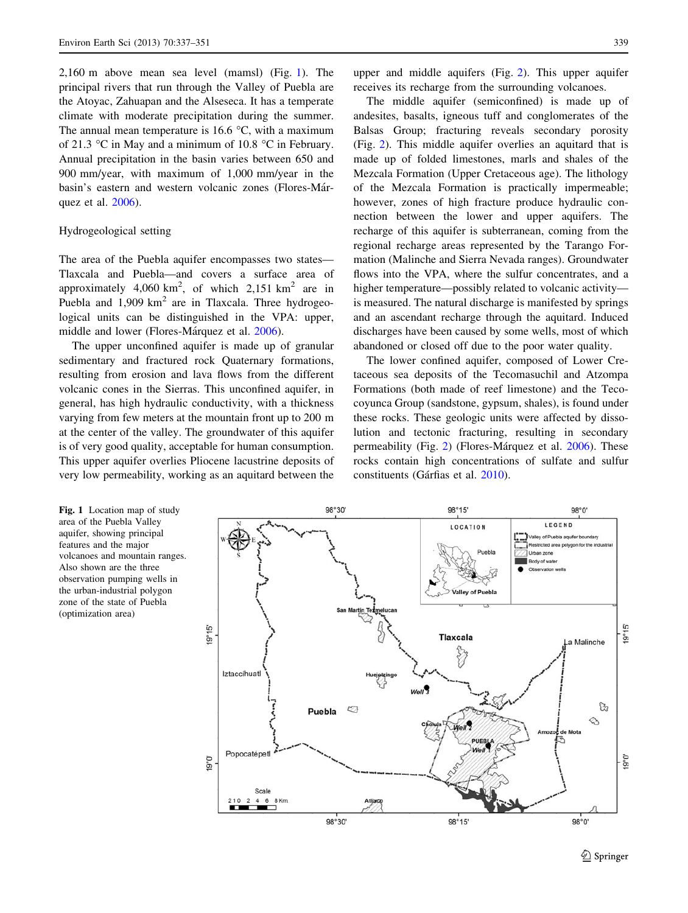2,160 m above mean sea level (mamsl) (Fig. 1). The principal rivers that run through the Valley of Puebla are the Atoyac, Zahuapan and the Alseseca. It has a temperate climate with moderate precipitation during the summer. The annual mean temperature is 16.6 °C, with a maximum of 21.3 °C in May and a minimum of 10.8 °C in February. Annual precipitation in the basin varies between 650 and 900 mm/year, with maximum of 1,000 mm/year in the basin's eastern and western volcanic zones (Flores-Márquez et al. 2006).

## Hydrogeological setting

The area of the Puebla aquifer encompasses two states—Tlaxcala and Puebla—and covers a surface area of approximately 4,060 $km^2$, of which 2,151 $km^2$ are in Puebla and 1,909 $km^2$ are in Tlaxcala. Three hydrogeological units can be distinguished in the VPA: upper, middle and lower (Flores-Márquez et al. 2006).

The upper unconfined aquifer is made up of granular sedimentary and fractured rock Quaternary formations, resulting from erosion and lava flows from the different volcanic cones in the Sierras. This unconfined aquifer, in general, has high hydraulic conductivity, with a thickness varying from few meters at the mountain front up to 200 m at the center of the valley. The groundwater of this aquifer is of very good quality, acceptable for human consumption. This upper aquifer overlies Pliocene lacustrine deposits of very low permeability, working as an aquitard between the upper and middle aquifers (Fig. 2). This upper aquifer receives its recharge from the surrounding volcanoes.

The middle aquifer (semiconfined) is made up of andesites, basalts, igneous tuff and conglomerates of the Balsas Group; fracturing reveals secondary porosity (Fig. 2). This middle aquifer overlies an aquitard that is made up of folded limestones, marls and shales of the Mezcala Formation (Upper Cretaceous age). The lithology of the Mezcala Formation is practically impermeable; however, zones of high fracture produce hydraulic connection between the lower and upper aquifers. The recharge of this aquifer is subterranean, coming from the regional recharge areas represented by the Tarango Formation (Malinche and Sierra Nevada ranges). Groundwater flows into the VPA, where the sulfur concentrates, and a higher temperature—possibly related to volcanic activity—is measured. The natural discharge is manifested by springs and an ascendant recharge through the aquitard. Induced discharges have been caused by some wells, most of which abandoned or closed off due to the poor water quality.

The lower confined aquifer, composed of Cretaceous sea deposits of the Tecomasuchil and Atzompa Formations (both made of reef limestone) and the Tecocoyunca Group (sandstone, gypsum, shales), is found under these rocks. These geologic units were affected by dissolution and tectonic fracturing, resulting in secondary permeability (Fig. 2) (Flores-Márquez et al. 2006). These rocks contain high concentrations of sulfate and sulfur constituents (Gárfias et al. 2010).

**Fig. 1** Location map of study area of the Puebla Valley aquifer, showing principal features and the major volcanoes and mountain ranges. Also shown are the three observation pumping wells in the urban-industrial polygon zone of the state of Puebla (optimization area)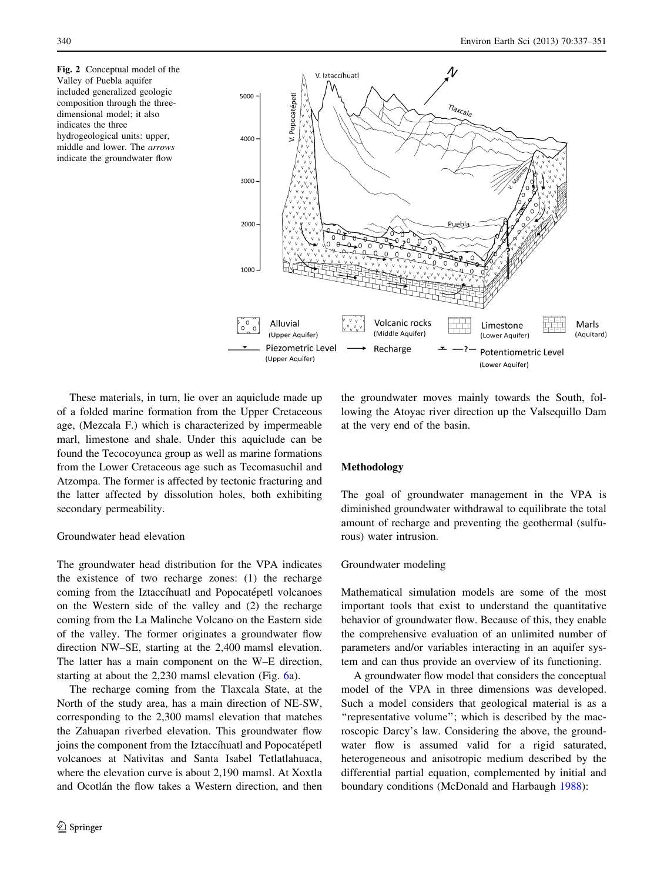Fig. 2 Conceptual model of the Valley of Puebla aquifer included generalized geologic composition through the three-dimensional model; it also indicates the three hydrogeological units: upper, middle and lower. The *arrows* indicate the groundwater flow

These materials, in turn, lie over an aquiclude made up of a folded marine formation from the Upper Cretaceous age, (Mezcala F.) which is characterized by impermeable marl, limestone and shale. Under this aquiclude can be found the Tecocoyunca group as well as marine formations from the Lower Cretaceous age such as Tecomasuchil and Atzompa. The former is affected by tectonic fracturing and the latter affected by dissolution holes, both exhibiting secondary permeability.

### Groundwater head elevation

The groundwater head distribution for the VPA indicates the existence of two recharge zones: (1) the recharge coming from the Iztaccíhuatl and Popocatépetl volcanoes on the Western side of the valley and (2) the recharge coming from the La Malinche Volcano on the Eastern side of the valley. The former originates a groundwater flow direction NW–SE, starting at the 2,400 mamsl elevation. The latter has a main component on the W–E direction, starting at about the 2,230 mamsl elevation (Fig. 6a).

The recharge coming from the Tlaxcala State, at the North of the study area, has a main direction of NE-SW, corresponding to the 2,300 mamsl elevation that matches the Zahuapan riverbed elevation. This groundwater flow joins the component from the Iztaccíhuatl and Popocatépetl volcanoes at Nativitas and Santa Isabel Tetlatlahuaca, where the elevation curve is about 2,190 mamsl. At Xoxtla and Ocotlán the flow takes a Western direction, and then the groundwater moves mainly towards the South, following the Atoyac river direction up the Valsequillo Dam at the very end of the basin.

## Methodology

The goal of groundwater management in the VPA is diminished groundwater withdrawal to equilibrate the total amount of recharge and preventing the geothermal (sulfurous) water intrusion.

### Groundwater modeling

Mathematical simulation models are some of the most important tools that exist to understand the quantitative behavior of groundwater flow. Because of this, they enable the comprehensive evaluation of an unlimited number of parameters and/or variables interacting in an aquifer system and can thus provide an overview of its functioning.

A groundwater flow model that considers the conceptual model of the VPA in three dimensions was developed. Such a model considers that geological material is as a "representative volume"; which is described by the macroscopic Darcy's law. Considering the above, the groundwater flow is assumed valid for a rigid saturated, heterogeneous and anisotropic medium described by the differential partial equation, complemented by initial and boundary conditions (McDonald and Harbaugh 1988):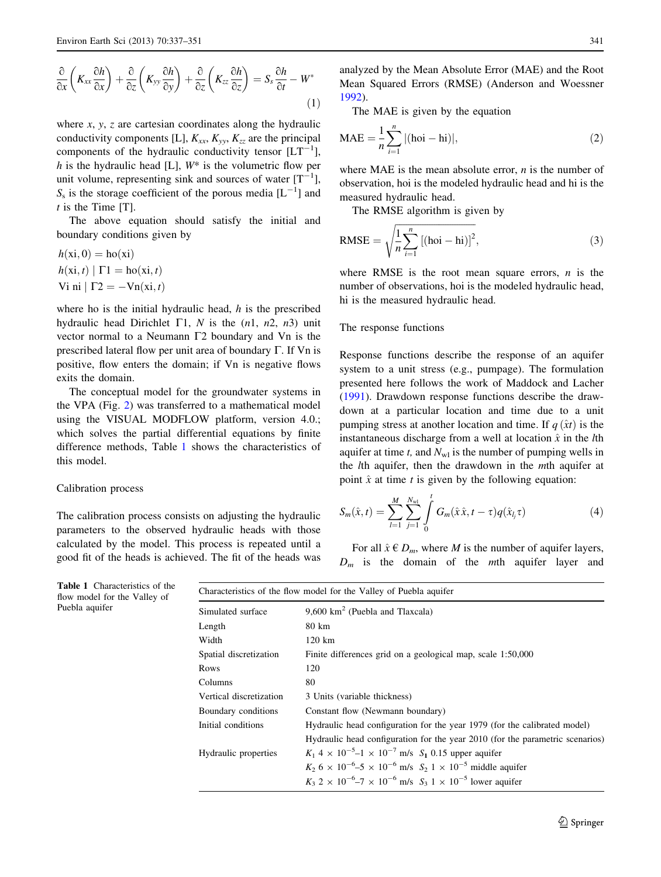$$\frac{\partial}{\partial x}\left(K_{xx}\frac{\partial h}{\partial x}\right)+\frac{\partial}{\partial z}\left(K_{yy}\frac{\partial h}{\partial y}\right)+\frac{\partial}{\partial z}\left(K_{zz}\frac{\partial h}{\partial z}\right)=S_s\frac{\partial h}{\partial t}-W^* \tag{1}$$

where $x$, $y$, $z$ are cartesian coordinates along the hydraulic conductivity components [L], $K_{xx}$, $K_{yy}$, $K_{zz}$ are the principal components of the hydraulic conductivity tensor [$LT^{-1}$], $h$ is the hydraulic head [L], $W^*$ is the volumetric flow per unit volume, representing sink and sources of water [$T^{-1}$], $S_s$ is the storage coefficient of the porous media [$L^{-1}$] and $t$ is the Time [T].

The above equation should satisfy the initial and boundary conditions given by

$$h(\mathrm{xi}, 0) = \mathrm{ho}(\mathrm{xi})$$
$$h(\mathrm{xi}, t) \mid \Gamma 1 = \mathrm{ho}(\mathrm{xi}, t)$$
$$\mathrm{Vi\ ni} \mid \Gamma 2 = -\mathrm{Vn}(\mathrm{xi}, t)$$

where ho is the initial hydraulic head, $h$ is the prescribed hydraulic head Dirichlet Γ1, $N$ is the ($n1$, $n2$, $n3$) unit vector normal to a Neumann Γ2 boundary and Vn is the prescribed lateral flow per unit area of boundary Γ. If Vn is positive, flow enters the domain; if Vn is negative flows exits the domain.

The conceptual model for the groundwater systems in the VPA (Fig. 2) was transferred to a mathematical model using the VISUAL MODFLOW platform, version 4.0.; which solves the partial differential equations by finite difference methods, Table 1 shows the characteristics of this model.

## Calibration process

The calibration process consists on adjusting the hydraulic parameters to the observed hydraulic heads with those calculated by the model. This process is repeated until a good fit of the heads is achieved. The fit of the heads was analyzed by the Mean Absolute Error (MAE) and the Root Mean Squared Errors (RMSE) (Anderson and Woessner 1992).

The MAE is given by the equation

$$\mathrm{MAE} = \frac{1}{n}\sum_{i=1}^{n} |(\mathrm{hoi} - \mathrm{hi})|, \tag{2}$$

where MAE is the mean absolute error, $n$ is the number of observation, hoi is the modeled hydraulic head and hi is the measured hydraulic head.

The RMSE algorithm is given by

$$\mathrm{RMSE} = \sqrt{\frac{1}{n}\sum_{i=1}^{n} [(\mathrm{hoi} - \mathrm{hi})]^2}, \tag{3}$$

where RMSE is the root mean square errors, $n$ is the number of observations, hoi is the modeled hydraulic head, hi is the measured hydraulic head.

## The response functions

Response functions describe the response of an aquifer system to a unit stress (e.g., pumpage). The formulation presented here follows the work of Maddock and Lacher (1991). Drawdown response functions describe the drawdown at a particular location and time due to a unit pumping stress at another location and time. If $q(\hat{x}t)$ is the instantaneous discharge from a well at location $\hat{x}$ in the $l$th aquifer at time $t$, and $N_{wl}$ is the number of pumping wells in the $l$th aquifer, then the drawdown in the $m$th aquifer at point $\hat{x}$ at time $t$ is given by the following equation:

$$S_m(\hat{x}, t) = \sum_{l=1}^{M}\sum_{j=1}^{N_{wl}}\int_0^t G_m(\hat{x}\hat{x}, t-\tau)q(\hat{x}_{l_j}\tau) \tag{4}$$

For all $\hat{x} \in D_m$, where $M$ is the number of aquifer layers, $D_m$ is the domain of the $m$th aquifer layer and

**Table 1** Characteristics of the flow model for the Valley of Puebla aquifer

| Characteristics of the flow model for the Valley of Puebla aquifer | |
|---|---|
| Simulated surface | 9,600 km$^2$ (Puebla and Tlaxcala) |
| Length | 80 km |
| Width | 120 km |
| Spatial discretization | Finite differences grid on a geological map, scale 1:50,000 |
| Rows | 120 |
| Columns | 80 |
| Vertical discretization | 3 Units (variable thickness) |
| Boundary conditions | Constant flow (Newmann boundary) |
| Initial conditions | Hydraulic head configuration for the year 1979 (for the calibrated model) |
| | Hydraulic head configuration for the year 2010 (for the parametric scenarios) |
| Hydraulic properties | $K_1$ 4 × $10^{-5}$–1 × $10^{-7}$ m/s $S_1$ 0.15 upper aquifer |
| | $K_2$ 6 × $10^{-6}$–5 × $10^{-6}$ m/s $S_2$ 1 × $10^{-5}$ middle aquifer |
| | $K_3$ 2 × $10^{-6}$–7 × $10^{-6}$ m/s $S_3$ 1 × $10^{-5}$ lower aquifer |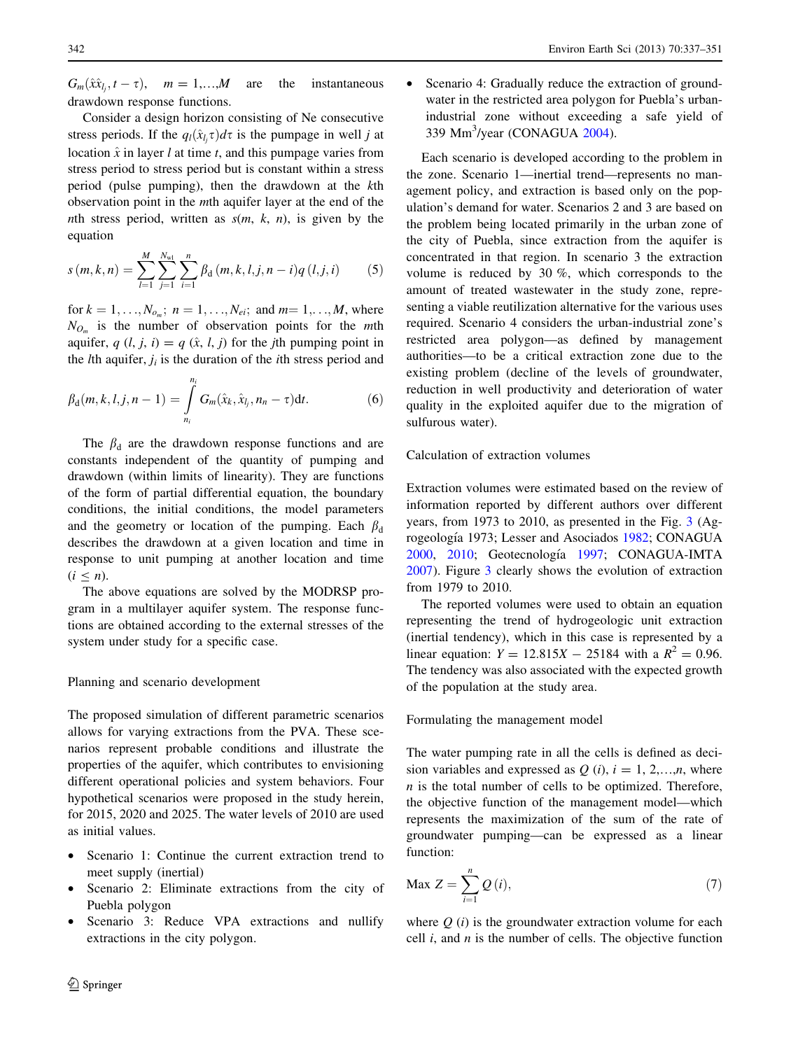$G_m(\hat{x}\hat{x}_{l_j}, t - \tau), \quad m = 1,\ldots,M$ are the instantaneous drawdown response functions.

Consider a design horizon consisting of Ne consecutive stress periods. If the $q_l(\hat{x}_{l_j}\tau)d\tau$ is the pumpage in well $j$ at location $\hat{x}$ in layer $l$ at time $t$, and this pumpage varies from stress period to stress period but is constant within a stress period (pulse pumping), then the drawdown at the $k$th observation point in the $m$th aquifer layer at the end of the $n$th stress period, written as $s(m, k, n)$, is given by the equation

$$s(m,k,n) = \sum_{l=1}^{M} \sum_{j=1}^{N_{wl}} \sum_{i=1}^{n} \beta_d(m,k,l,j,n-i) q(l,j,i) \tag{5}$$

for $k = 1,\ldots,N_{o_m}$; $n = 1,\ldots,N_{ei}$; and $m = 1,\ldots,M$, where $N_{O_m}$ is the number of observation points for the $m$th aquifer, $q\,(l, j, i) = q\,(\hat{x}, l, j)$ for the $j$th pumping point in the $l$th aquifer, $j_i$ is the duration of the $i$th stress period and

$$\beta_d(m,k,l,j,n-1) = \int_{n_i}^{n_i} G_m(\hat{x}_k, \hat{x}_{l_j}, n_n - \tau)\mathrm{d}t. \tag{6}$$

The $\beta_d$ are the drawdown response functions and are constants independent of the quantity of pumping and drawdown (within limits of linearity). They are functions of the form of partial differential equation, the boundary conditions, the initial conditions, the model parameters and the geometry or location of the pumping. Each $\beta_d$ describes the drawdown at a given location and time in response to unit pumping at another location and time $(i \leq n)$.

The above equations are solved by the MODRSP program in a multilayer aquifer system. The response functions are obtained according to the external stresses of the system under study for a specific case.

## Planning and scenario development

The proposed simulation of different parametric scenarios allows for varying extractions from the PVA. These scenarios represent probable conditions and illustrate the properties of the aquifer, which contributes to envisioning different operational policies and system behaviors. Four hypothetical scenarios were proposed in the study herein, for 2015, 2020 and 2025. The water levels of 2010 are used as initial values.

- Scenario 1: Continue the current extraction trend to meet supply (inertial)
- Scenario 2: Eliminate extractions from the city of Puebla polygon
- Scenario 3: Reduce VPA extractions and nullify extractions in the city polygon.
- Scenario 4: Gradually reduce the extraction of groundwater in the restricted area polygon for Puebla's urban-industrial zone without exceeding a safe yield of 339 Mm$^3$/year (CONAGUA 2004).

Each scenario is developed according to the problem in the zone. Scenario 1—inertial trend—represents no management policy, and extraction is based only on the population's demand for water. Scenarios 2 and 3 are based on the problem being located primarily in the urban zone of the city of Puebla, since extraction from the aquifer is concentrated in that region. In scenario 3 the extraction volume is reduced by 30 %, which corresponds to the amount of treated wastewater in the study zone, representing a viable reutilization alternative for the various uses required. Scenario 4 considers the urban-industrial zone's restricted area polygon—as defined by management authorities—to be a critical extraction zone due to the existing problem (decline of the levels of groundwater, reduction in well productivity and deterioration of water quality in the exploited aquifer due to the migration of sulfurous water).

## Calculation of extraction volumes

Extraction volumes were estimated based on the review of information reported by different authors over different years, from 1973 to 2010, as presented in the Fig. 3 (Agrogeología 1973; Lesser and Asociados 1982; CONAGUA 2000, 2010; Geotecnología 1997; CONAGUA-IMTA 2007). Figure 3 clearly shows the evolution of extraction from 1979 to 2010.

The reported volumes were used to obtain an equation representing the trend of hydrogeologic unit extraction (inertial tendency), which in this case is represented by a linear equation: $Y = 12.815X - 25184$ with a $R^2 = 0.96$. The tendency was also associated with the expected growth of the population at the study area.

## Formulating the management model

The water pumping rate in all the cells is defined as decision variables and expressed as $Q\,(i)$, $i = 1, 2,\ldots,n$, where $n$ is the total number of cells to be optimized. Therefore, the objective function of the management model—which represents the maximization of the sum of the rate of groundwater pumping—can be expressed as a linear function:

$$\text{Max } Z = \sum_{i=1}^{n} Q\,(i), \tag{7}$$

where $Q\,(i)$ is the groundwater extraction volume for each cell $i$, and $n$ is the number of cells. The objective function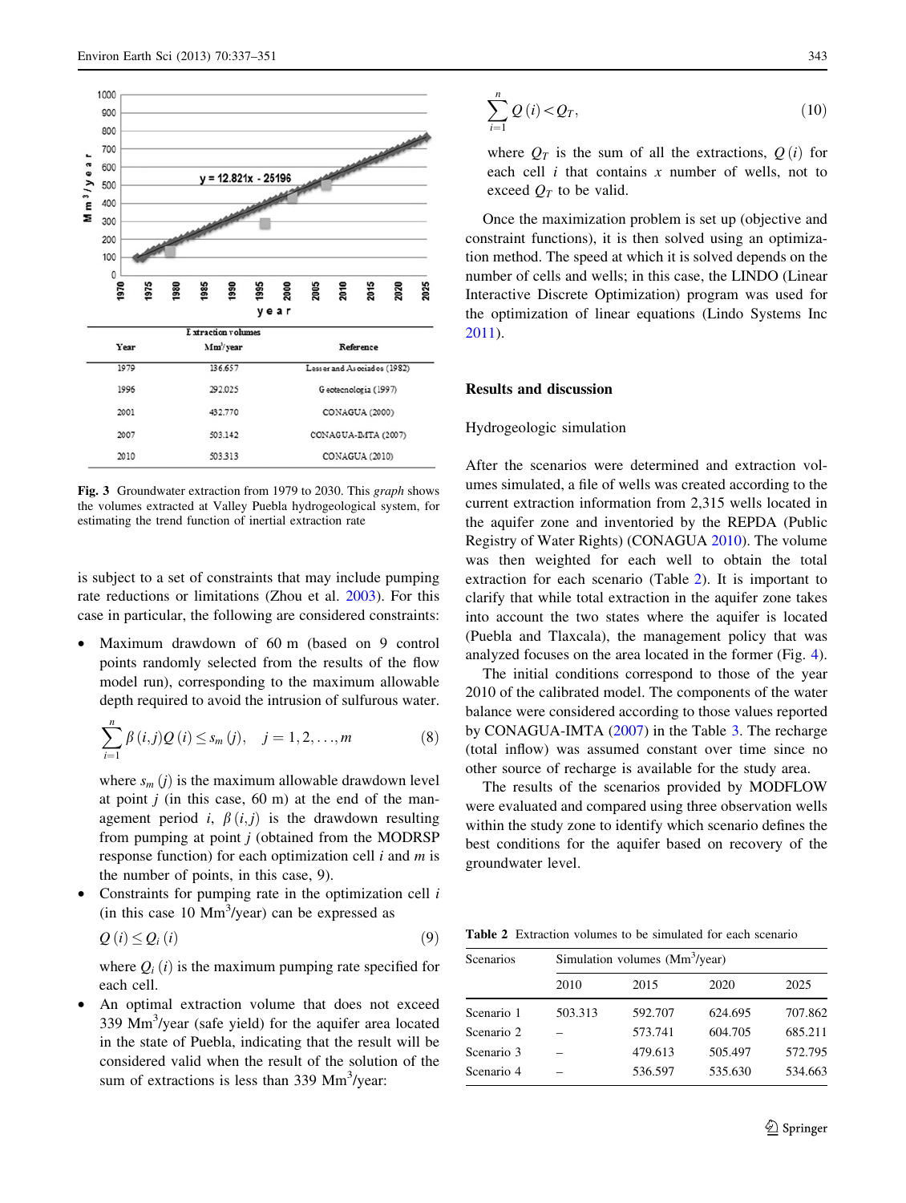| Year | Extraction volumes Mm$^3$/year | Reference |
|---|---|---|
| 1979 | 136.657 | Lesser and Asociados (1982) |
| 1996 | 292.025 | Geotecnologia (1997) |
| 2001 | 432.770 | CONAGUA (2000) |
| 2007 | 503.142 | CONAGUA-IMTA (2007) |
| 2010 | 503.313 | CONAGUA (2010) |

**Fig. 3** Groundwater extraction from 1979 to 2030. This *graph* shows the volumes extracted at Valley Puebla hydrogeological system, for estimating the trend function of inertial extraction rate

is subject to a set of constraints that may include pumping rate reductions or limitations (Zhou et al. 2003). For this case in particular, the following are considered constraints:

- Maximum drawdown of 60 m (based on 9 control points randomly selected from the results of the flow model run), corresponding to the maximum allowable depth required to avoid the intrusion of sulfurous water.

$$\sum_{i=1}^{n} \beta(i,j)Q(i) \leq s_m(j), \quad j = 1, 2, \ldots, m \tag{8}$$

  where $s_m(j)$ is the maximum allowable drawdown level at point $j$ (in this case, 60 m) at the end of the management period $i$, $\beta(i,j)$ is the drawdown resulting from pumping at point $j$ (obtained from the MODRSP response function) for each optimization cell $i$ and $m$ is the number of points, in this case, 9).

- Constraints for pumping rate in the optimization cell $i$ (in this case 10 Mm$^3$/year) can be expressed as

$$Q(i) \leq Q_i(i) \tag{9}$$

  where $Q_i(i)$ is the maximum pumping rate specified for each cell.

- An optimal extraction volume that does not exceed 339 Mm$^3$/year (safe yield) for the aquifer area located in the state of Puebla, indicating that the result will be considered valid when the result of the solution of the sum of extractions is less than 339 Mm$^3$/year:

$$\sum_{i=1}^{n} Q(i) < Q_T, \tag{10}$$

  where $Q_T$ is the sum of all the extractions, $Q(i)$ for each cell $i$ that contains $x$ number of wells, not to exceed $Q_T$ to be valid.

Once the maximization problem is set up (objective and constraint functions), it is then solved using an optimization method. The speed at which it is solved depends on the number of cells and wells; in this case, the LINDO (Linear Interactive Discrete Optimization) program was used for the optimization of linear equations (Lindo Systems Inc 2011).

## Results and discussion

### Hydrogeologic simulation

After the scenarios were determined and extraction volumes simulated, a file of wells was created according to the current extraction information from 2,315 wells located in the aquifer zone and inventoried by the REPDA (Public Registry of Water Rights) (CONAGUA 2010). The volume was then weighted for each well to obtain the total extraction for each scenario (Table 2). It is important to clarify that while total extraction in the aquifer zone takes into account the two states where the aquifer is located (Puebla and Tlaxcala), the management policy that was analyzed focuses on the area located in the former (Fig. 4).

The initial conditions correspond to those of the year 2010 of the calibrated model. The components of the water balance were considered according to those values reported by CONAGUA-IMTA (2007) in the Table 3. The recharge (total inflow) was assumed constant over time since no other source of recharge is available for the study area.

The results of the scenarios provided by MODFLOW were evaluated and compared using three observation wells within the study zone to identify which scenario defines the best conditions for the aquifer based on recovery of the groundwater level.

**Table 2** Extraction volumes to be simulated for each scenario

| Scenarios | Simulation volumes (Mm$^3$/year) | | | |
|---|---|---|---|---|
| | 2010 | 2015 | 2020 | 2025 |
| Scenario 1 | 503.313 | 592.707 | 624.695 | 707.862 |
| Scenario 2 | – | 573.741 | 604.705 | 685.211 |
| Scenario 3 | – | 479.613 | 505.497 | 572.795 |
| Scenario 4 | – | 536.597 | 535.630 | 534.663 |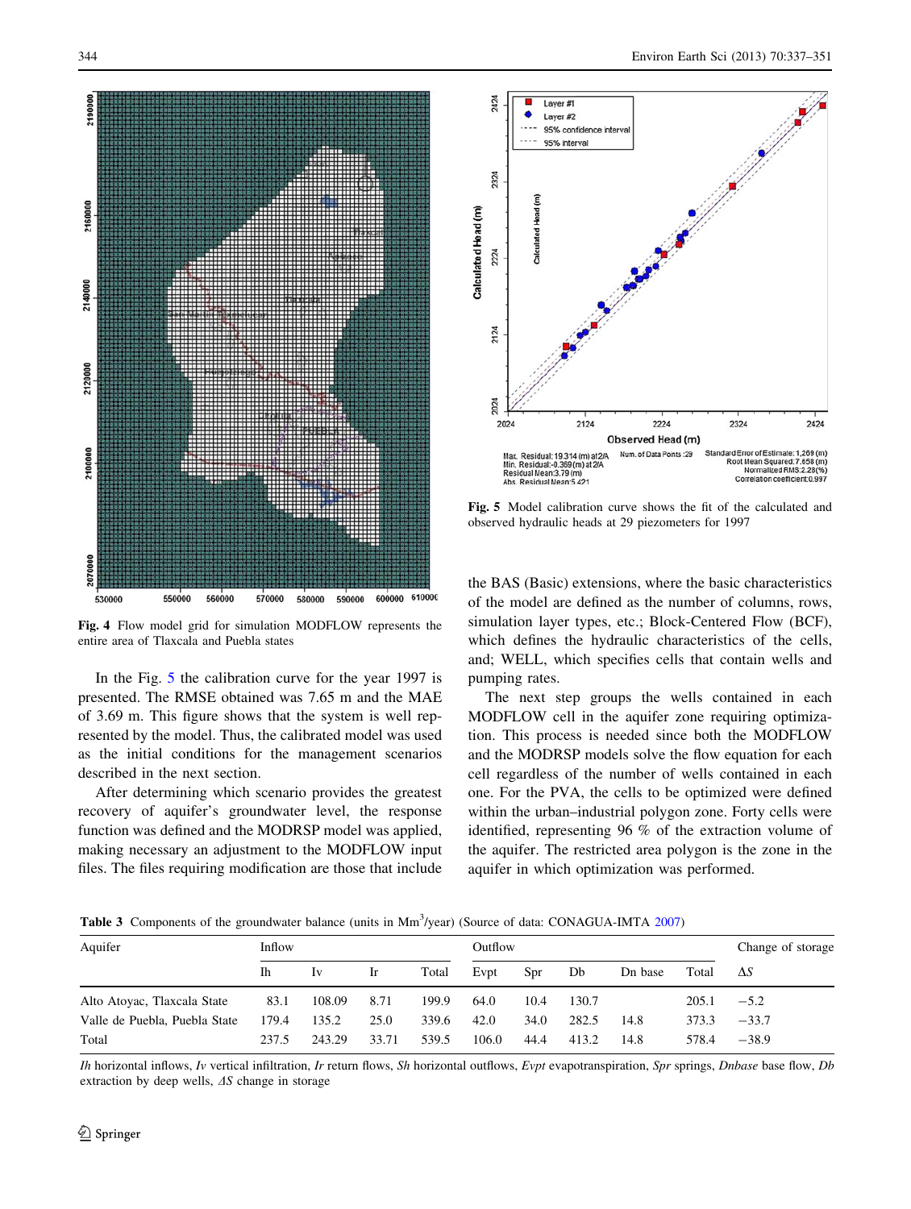Fig. 4 Flow model grid for simulation MODFLOW represents the entire area of Tlaxcala and Puebla states

Fig. 5 Model calibration curve shows the fit of the calculated and observed hydraulic heads at 29 piezometers for 1997

In the Fig. 5 the calibration curve for the year 1997 is presented. The RMSE obtained was 7.65 m and the MAE of 3.69 m. This figure shows that the system is well represented by the model. Thus, the calibrated model was used as the initial conditions for the management scenarios described in the next section.

After determining which scenario provides the greatest recovery of aquifer's groundwater level, the response function was defined and the MODRSP model was applied, making necessary an adjustment to the MODFLOW input files. The files requiring modification are those that include the BAS (Basic) extensions, where the basic characteristics of the model are defined as the number of columns, rows, simulation layer types, etc.; Block-Centered Flow (BCF), which defines the hydraulic characteristics of the cells, and; WELL, which specifies cells that contain wells and pumping rates.

The next step groups the wells contained in each MODFLOW cell in the aquifer zone requiring optimization. This process is needed since both the MODFLOW and the MODRSP models solve the flow equation for each cell regardless of the number of wells contained in each one. For the PVA, the cells to be optimized were defined within the urban–industrial polygon zone. Forty cells were identified, representing 96 % of the extraction volume of the aquifer. The restricted area polygon is the zone in the aquifer in which optimization was performed.

Table 3 Components of the groundwater balance (units in $Mm^3$/year) (Source of data: CONAGUA-IMTA 2007)

| Aquifer | Inflow | | | | Outflow | | | | | Change of storage |
|---|---|---|---|---|---|---|---|---|---|---|
| | Ih | Iv | Ir | Total | Evpt | Spr | Db | Dn base | Total | $\Delta S$ |
| Alto Atoyac, Tlaxcala State | 83.1 | 108.09 | 8.71 | 199.9 | 64.0 | 10.4 | 130.7 | | 205.1 | −5.2 |
| Valle de Puebla, Puebla State | 179.4 | 135.2 | 25.0 | 339.6 | 42.0 | 34.0 | 282.5 | 14.8 | 373.3 | −33.7 |
| Total | 237.5 | 243.29 | 33.71 | 539.5 | 106.0 | 44.4 | 413.2 | 14.8 | 578.4 | −38.9 |

*Ih* horizontal inflows, *Iv* vertical infiltration, *Ir* return flows, *Sh* horizontal outflows, *Evpt* evapotranspiration, *Spr* springs, *Dnbase* base flow, *Db* extraction by deep wells, $\Delta S$ change in storage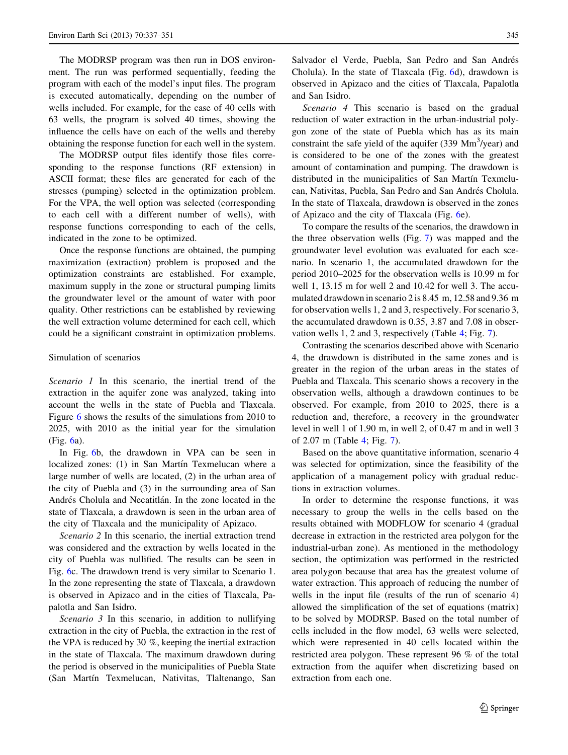The MODRSP program was then run in DOS environment. The run was performed sequentially, feeding the program with each of the model's input files. The program is executed automatically, depending on the number of wells included. For example, for the case of 40 cells with 63 wells, the program is solved 40 times, showing the influence the cells have on each of the wells and thereby obtaining the response function for each well in the system.

The MODRSP output files identify those files corresponding to the response functions (RF extension) in ASCII format; these files are generated for each of the stresses (pumping) selected in the optimization problem. For the VPA, the well option was selected (corresponding to each cell with a different number of wells), with response functions corresponding to each of the cells, indicated in the zone to be optimized.

Once the response functions are obtained, the pumping maximization (extraction) problem is proposed and the optimization constraints are established. For example, maximum supply in the zone or structural pumping limits the groundwater level or the amount of water with poor quality. Other restrictions can be established by reviewing the well extraction volume determined for each cell, which could be a significant constraint in optimization problems.

### Simulation of scenarios

*Scenario 1* In this scenario, the inertial trend of the extraction in the aquifer zone was analyzed, taking into account the wells in the state of Puebla and Tlaxcala. Figure 6 shows the results of the simulations from 2010 to 2025, with 2010 as the initial year for the simulation (Fig. 6a).

In Fig. 6b, the drawdown in VPA can be seen in localized zones: (1) in San Martín Texmelucan where a large number of wells are located, (2) in the urban area of the city of Puebla and (3) in the surrounding area of San Andrés Cholula and Necatitlán. In the zone located in the state of Tlaxcala, a drawdown is seen in the urban area of the city of Tlaxcala and the municipality of Apizaco.

*Scenario 2* In this scenario, the inertial extraction trend was considered and the extraction by wells located in the city of Puebla was nullified. The results can be seen in Fig. 6c. The drawdown trend is very similar to Scenario 1. In the zone representing the state of Tlaxcala, a drawdown is observed in Apizaco and in the cities of Tlaxcala, Papalotla and San Isidro.

*Scenario 3* In this scenario, in addition to nullifying extraction in the city of Puebla, the extraction in the rest of the VPA is reduced by 30 %, keeping the inertial extraction in the state of Tlaxcala. The maximum drawdown during the period is observed in the municipalities of Puebla State (San Martín Texmelucan, Nativitas, Tlaltenango, San Salvador el Verde, Puebla, San Pedro and San Andrés Cholula). In the state of Tlaxcala (Fig. 6d), drawdown is observed in Apizaco and the cities of Tlaxcala, Papalotla and San Isidro.

*Scenario 4* This scenario is based on the gradual reduction of water extraction in the urban-industrial polygon zone of the state of Puebla which has as its main constraint the safe yield of the aquifer (339 $Mm^3$/year) and is considered to be one of the zones with the greatest amount of contamination and pumping. The drawdown is distributed in the municipalities of San Martín Texmelucan, Nativitas, Puebla, San Pedro and San Andrés Cholula. In the state of Tlaxcala, drawdown is observed in the zones of Apizaco and the city of Tlaxcala (Fig. 6e).

To compare the results of the scenarios, the drawdown in the three observation wells (Fig. 7) was mapped and the groundwater level evolution was evaluated for each scenario. In scenario 1, the accumulated drawdown for the period 2010–2025 for the observation wells is 10.99 m for well 1, 13.15 m for well 2 and 10.42 for well 3. The accumulated drawdown in scenario 2 is 8.45 m, 12.58 and 9.36 m for observation wells 1, 2 and 3, respectively. For scenario 3, the accumulated drawdown is 0.35, 3.87 and 7.08 in observation wells 1, 2 and 3, respectively (Table 4; Fig. 7).

Contrasting the scenarios described above with Scenario 4, the drawdown is distributed in the same zones and is greater in the region of the urban areas in the states of Puebla and Tlaxcala. This scenario shows a recovery in the observation wells, although a drawdown continues to be observed. For example, from 2010 to 2025, there is a reduction and, therefore, a recovery in the groundwater level in well 1 of 1.90 m, in well 2, of 0.47 m and in well 3 of 2.07 m (Table 4; Fig. 7).

Based on the above quantitative information, scenario 4 was selected for optimization, since the feasibility of the application of a management policy with gradual reductions in extraction volumes.

In order to determine the response functions, it was necessary to group the wells in the cells based on the results obtained with MODFLOW for scenario 4 (gradual decrease in extraction in the restricted area polygon for the industrial-urban zone). As mentioned in the methodology section, the optimization was performed in the restricted area polygon because that area has the greatest volume of water extraction. This approach of reducing the number of wells in the input file (results of the run of scenario 4) allowed the simplification of the set of equations (matrix) to be solved by MODRSP. Based on the total number of cells included in the flow model, 63 wells were selected, which were represented in 40 cells located within the restricted area polygon. These represent 96 % of the total extraction from the aquifer when discretizing based on extraction from each one.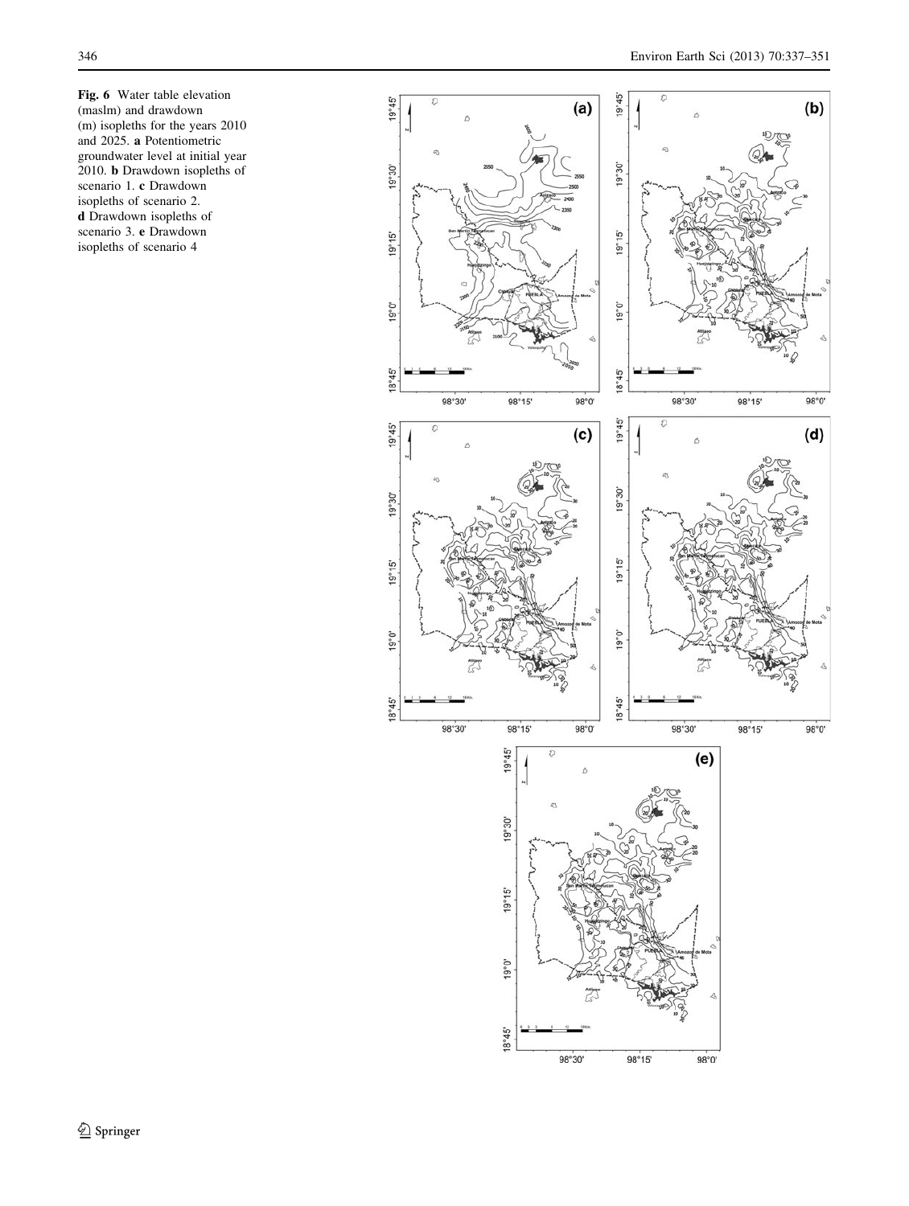**Fig. 6** Water table elevation (maslm) and drawdown (m) isopleths for the years 2010 and 2025. **a** Potentiometric groundwater level at initial year 2010. **b** Drawdown isopleths of scenario 1. **c** Drawdown isopleths of scenario 2. **d** Drawdown isopleths of scenario 3. **e** Drawdown isopleths of scenario 4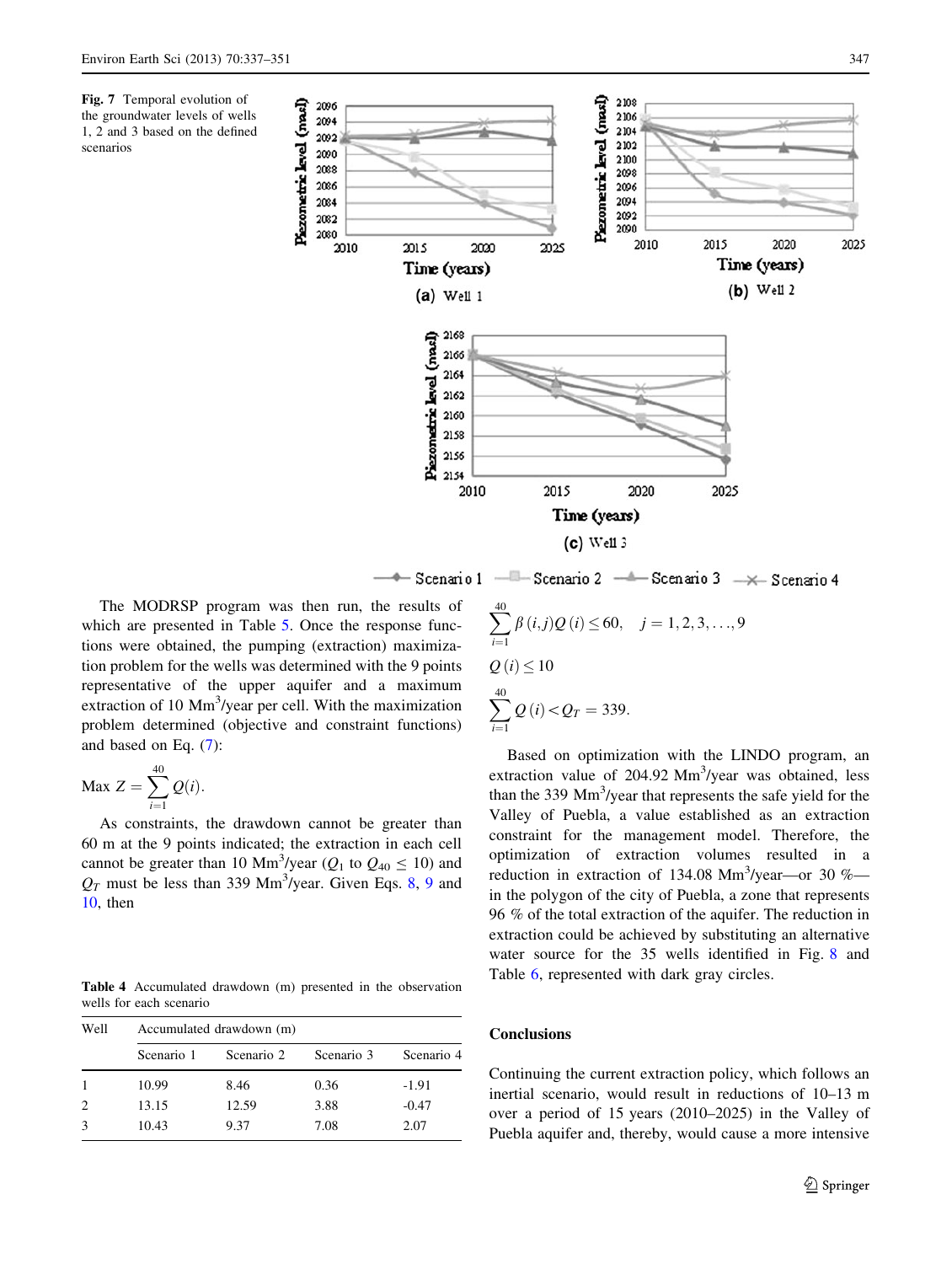Fig. 7 Temporal evolution of the groundwater levels of wells 1, 2 and 3 based on the defined scenarios

The MODRSP program was then run, the results of which are presented in Table 5. Once the response functions were obtained, the pumping (extraction) maximization problem for the wells was determined with the 9 points representative of the upper aquifer and a maximum extraction of 10 Mm$^3$/year per cell. With the maximization problem determined (objective and constraint functions) and based on Eq. (7):

$$\text{Max } Z = \sum_{i=1}^{40} Q(i).$$

As constraints, the drawdown cannot be greater than 60 m at the 9 points indicated; the extraction in each cell cannot be greater than 10 Mm$^3$/year ($Q_1$ to $Q_{40} \leq 10$) and $Q_T$ must be less than 339 Mm$^3$/year. Given Eqs. 8, 9 and 10, then

$$\sum_{i=1}^{40} \beta(i,j)Q(i) \leq 60, \quad j = 1, 2, 3, \ldots, 9$$

$$Q(i) \leq 10$$

$$\sum_{i=1}^{40} Q(i) < Q_T = 339.$$

Based on optimization with the LINDO program, an extraction value of 204.92 Mm$^3$/year was obtained, less than the 339 Mm$^3$/year that represents the safe yield for the Valley of Puebla, a value established as an extraction constraint for the management model. Therefore, the optimization of extraction volumes resulted in a reduction in extraction of 134.08 Mm$^3$/year—or 30 %—in the polygon of the city of Puebla, a zone that represents 96 % of the total extraction of the aquifer. The reduction in extraction could be achieved by substituting an alternative water source for the 35 wells identified in Fig. 8 and Table 6, represented with dark gray circles.

Table 4 Accumulated drawdown (m) presented in the observation wells for each scenario

| Well | Accumulated drawdown (m) | | | |
|---|---|---|---|---|
| | Scenario 1 | Scenario 2 | Scenario 3 | Scenario 4 |
| 1 | 10.99 | 8.46 | 0.36 | -1.91 |
| 2 | 13.15 | 12.59 | 3.88 | -0.47 |
| 3 | 10.43 | 9.37 | 7.08 | 2.07 |

## Conclusions

Continuing the current extraction policy, which follows an inertial scenario, would result in reductions of 10–13 m over a period of 15 years (2010–2025) in the Valley of Puebla aquifer and, thereby, would cause a more intensive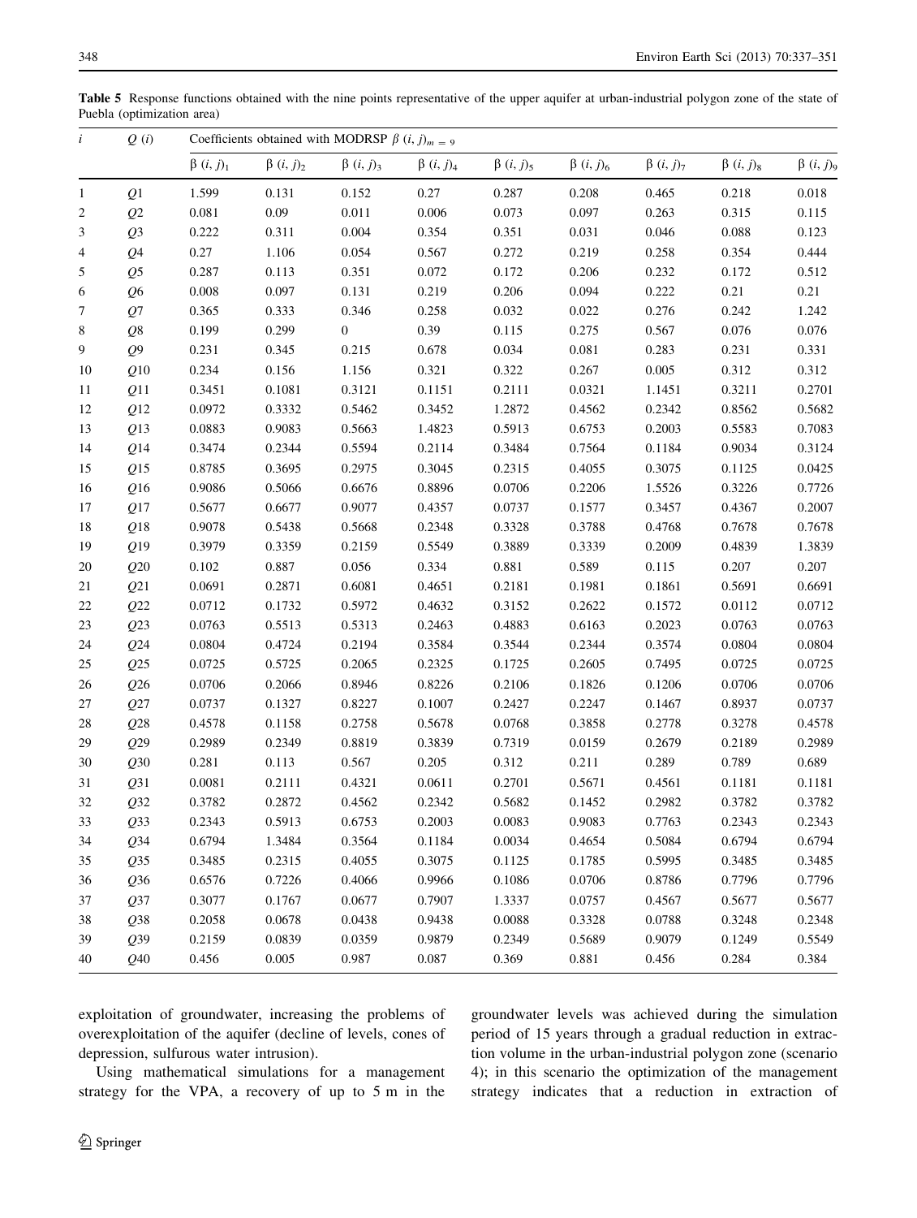**Table 5** Response functions obtained with the nine points representative of the upper aquifer at urban-industrial polygon zone of the state of Puebla (optimization area)

| $i$ | $Q$ $(i)$ | Coefficients obtained with MODRSP $\beta$ $(i, j)_{m=9}$ | | | | | | | | |
|---|---|---|---|---|---|---|---|---|---|---|
| | | $\beta$ $(i, j)_1$ | $\beta$ $(i, j)_2$ | $\beta$ $(i, j)_3$ | $\beta$ $(i, j)_4$ | $\beta$ $(i, j)_5$ | $\beta$ $(i, j)_6$ | $\beta$ $(i, j)_7$ | $\beta$ $(i, j)_8$ | $\beta$ $(i, j)_9$ |
| 1 | $Q1$ | 1.599 | 0.131 | 0.152 | 0.27 | 0.287 | 0.208 | 0.465 | 0.218 | 0.018 |
| 2 | $Q2$ | 0.081 | 0.09 | 0.011 | 0.006 | 0.073 | 0.097 | 0.263 | 0.315 | 0.115 |
| 3 | $Q3$ | 0.222 | 0.311 | 0.004 | 0.354 | 0.351 | 0.031 | 0.046 | 0.088 | 0.123 |
| 4 | $Q4$ | 0.27 | 1.106 | 0.054 | 0.567 | 0.272 | 0.219 | 0.258 | 0.354 | 0.444 |
| 5 | $Q5$ | 0.287 | 0.113 | 0.351 | 0.072 | 0.172 | 0.206 | 0.232 | 0.172 | 0.512 |
| 6 | $Q6$ | 0.008 | 0.097 | 0.131 | 0.219 | 0.206 | 0.094 | 0.222 | 0.21 | 0.21 |
| 7 | $Q7$ | 0.365 | 0.333 | 0.346 | 0.258 | 0.032 | 0.022 | 0.276 | 0.242 | 1.242 |
| 8 | $Q8$ | 0.199 | 0.299 | 0 | 0.39 | 0.115 | 0.275 | 0.567 | 0.076 | 0.076 |
| 9 | $Q9$ | 0.231 | 0.345 | 0.215 | 0.678 | 0.034 | 0.081 | 0.283 | 0.231 | 0.331 |
| 10 | $Q10$ | 0.234 | 0.156 | 1.156 | 0.321 | 0.322 | 0.267 | 0.005 | 0.312 | 0.312 |
| 11 | $Q11$ | 0.3451 | 0.1081 | 0.3121 | 0.1151 | 0.2111 | 0.0321 | 1.1451 | 0.3211 | 0.2701 |
| 12 | $Q12$ | 0.0972 | 0.3332 | 0.5462 | 0.3452 | 1.2872 | 0.4562 | 0.2342 | 0.8562 | 0.5682 |
| 13 | $Q13$ | 0.0883 | 0.9083 | 0.5663 | 1.4823 | 0.5913 | 0.6753 | 0.2003 | 0.5583 | 0.7083 |
| 14 | $Q14$ | 0.3474 | 0.2344 | 0.5594 | 0.2114 | 0.3484 | 0.7564 | 0.1184 | 0.9034 | 0.3124 |
| 15 | $Q15$ | 0.8785 | 0.3695 | 0.2975 | 0.3045 | 0.2315 | 0.4055 | 0.3075 | 0.1125 | 0.0425 |
| 16 | $Q16$ | 0.9086 | 0.5066 | 0.6676 | 0.8896 | 0.0706 | 0.2206 | 1.5526 | 0.3226 | 0.7726 |
| 17 | $Q17$ | 0.5677 | 0.6677 | 0.9077 | 0.4357 | 0.0737 | 0.1577 | 0.3457 | 0.4367 | 0.2007 |
| 18 | $Q18$ | 0.9078 | 0.5438 | 0.5668 | 0.2348 | 0.3328 | 0.3788 | 0.4768 | 0.7678 | 0.7678 |
| 19 | $Q19$ | 0.3979 | 0.3359 | 0.2159 | 0.5549 | 0.3889 | 0.3339 | 0.2009 | 0.4839 | 1.3839 |
| 20 | $Q20$ | 0.102 | 0.887 | 0.056 | 0.334 | 0.881 | 0.589 | 0.115 | 0.207 | 0.207 |
| 21 | $Q21$ | 0.0691 | 0.2871 | 0.6081 | 0.4651 | 0.2181 | 0.1981 | 0.1861 | 0.5691 | 0.6691 |
| 22 | $Q22$ | 0.0712 | 0.1732 | 0.5972 | 0.4632 | 0.3152 | 0.2622 | 0.1572 | 0.0112 | 0.0712 |
| 23 | $Q23$ | 0.0763 | 0.5513 | 0.5313 | 0.2463 | 0.4883 | 0.6163 | 0.2023 | 0.0763 | 0.0763 |
| 24 | $Q24$ | 0.0804 | 0.4724 | 0.2194 | 0.3584 | 0.3544 | 0.2344 | 0.3574 | 0.0804 | 0.0804 |
| 25 | $Q25$ | 0.0725 | 0.5725 | 0.2065 | 0.2325 | 0.1725 | 0.2605 | 0.7495 | 0.0725 | 0.0725 |
| 26 | $Q26$ | 0.0706 | 0.2066 | 0.8946 | 0.8226 | 0.2106 | 0.1826 | 0.1206 | 0.0706 | 0.0706 |
| 27 | $Q27$ | 0.0737 | 0.1327 | 0.8227 | 0.1007 | 0.2427 | 0.2247 | 0.1467 | 0.8937 | 0.0737 |
| 28 | $Q28$ | 0.4578 | 0.1158 | 0.2758 | 0.5678 | 0.0768 | 0.3858 | 0.2778 | 0.3278 | 0.4578 |
| 29 | $Q29$ | 0.2989 | 0.2349 | 0.8819 | 0.3839 | 0.7319 | 0.0159 | 0.2679 | 0.2189 | 0.2989 |
| 30 | $Q30$ | 0.281 | 0.113 | 0.567 | 0.205 | 0.312 | 0.211 | 0.289 | 0.789 | 0.689 |
| 31 | $Q31$ | 0.0081 | 0.2111 | 0.4321 | 0.0611 | 0.2701 | 0.5671 | 0.4561 | 0.1181 | 0.1181 |
| 32 | $Q32$ | 0.3782 | 0.2872 | 0.4562 | 0.2342 | 0.5682 | 0.1452 | 0.2982 | 0.3782 | 0.3782 |
| 33 | $Q33$ | 0.2343 | 0.5913 | 0.6753 | 0.2003 | 0.0083 | 0.9083 | 0.7763 | 0.2343 | 0.2343 |
| 34 | $Q34$ | 0.6794 | 1.3484 | 0.3564 | 0.1184 | 0.0034 | 0.4654 | 0.5084 | 0.6794 | 0.6794 |
| 35 | $Q35$ | 0.3485 | 0.2315 | 0.4055 | 0.3075 | 0.1125 | 0.1785 | 0.5995 | 0.3485 | 0.3485 |
| 36 | $Q36$ | 0.6576 | 0.7226 | 0.4066 | 0.9966 | 0.1086 | 0.0706 | 0.8786 | 0.7796 | 0.7796 |
| 37 | $Q37$ | 0.3077 | 0.1767 | 0.0677 | 0.7907 | 1.3337 | 0.0757 | 0.4567 | 0.5677 | 0.5677 |
| 38 | $Q38$ | 0.2058 | 0.0678 | 0.0438 | 0.9438 | 0.0088 | 0.3328 | 0.0788 | 0.3248 | 0.2348 |
| 39 | $Q39$ | 0.2159 | 0.0839 | 0.0359 | 0.9879 | 0.2349 | 0.5689 | 0.9079 | 0.1249 | 0.5549 |
| 40 | $Q40$ | 0.456 | 0.005 | 0.987 | 0.087 | 0.369 | 0.881 | 0.456 | 0.284 | 0.384 |

exploitation of groundwater, increasing the problems of overexploitation of the aquifer (decline of levels, cones of depression, sulfurous water intrusion).

Using mathematical simulations for a management strategy for the VPA, a recovery of up to 5 m in the groundwater levels was achieved during the simulation period of 15 years through a gradual reduction in extraction volume in the urban-industrial polygon zone (scenario 4); in this scenario the optimization of the management strategy indicates that a reduction in extraction of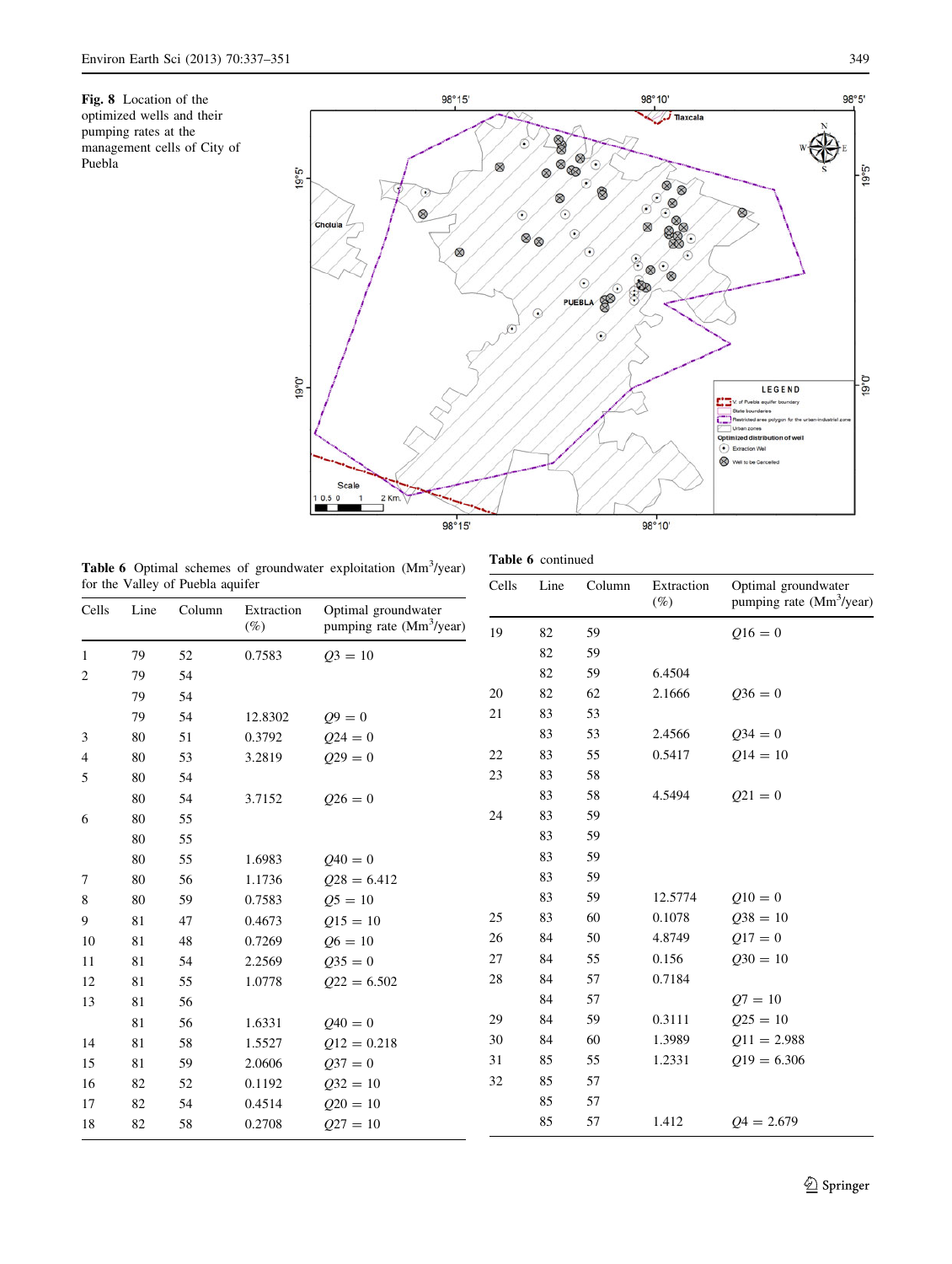**Fig. 8** Location of the optimized wells and their pumping rates at the management cells of City of Puebla

**Table 6** Optimal schemes of groundwater exploitation ($Mm^3$/year) for the Valley of Puebla aquifer

| Cells | Line | Column | Extraction (%) | Optimal groundwater pumping rate ($Mm^3$/year) |
|---|---|---|---|---|
| 1 | 79 | 52 | 0.7583 | $Q3 = 10$ |
| 2 | 79 | 54 | | |
| | 79 | 54 | | |
| | 79 | 54 | 12.8302 | $Q9 = 0$ |
| 3 | 80 | 51 | 0.3792 | $Q24 = 0$ |
| 4 | 80 | 53 | 3.2819 | $Q29 = 0$ |
| 5 | 80 | 54 | | |
| | 80 | 54 | 3.7152 | $Q26 = 0$ |
| 6 | 80 | 55 | | |
| | 80 | 55 | | |
| | 80 | 55 | 1.6983 | $Q40 = 0$ |
| 7 | 80 | 56 | 1.1736 | $Q28 = 6.412$ |
| 8 | 80 | 59 | 0.7583 | $Q5 = 10$ |
| 9 | 81 | 47 | 0.4673 | $Q15 = 10$ |
| 10 | 81 | 48 | 0.7269 | $Q6 = 10$ |
| 11 | 81 | 54 | 2.2569 | $Q35 = 0$ |
| 12 | 81 | 55 | 1.0778 | $Q22 = 6.502$ |
| 13 | 81 | 56 | | |
| | 81 | 56 | 1.6331 | $Q40 = 0$ |
| 14 | 81 | 58 | 1.5527 | $Q12 = 0.218$ |
| 15 | 81 | 59 | 2.0606 | $Q37 = 0$ |
| 16 | 82 | 52 | 0.1192 | $Q32 = 10$ |
| 17 | 82 | 54 | 0.4514 | $Q20 = 10$ |
| 18 | 82 | 58 | 0.2708 | $Q27 = 10$ |
| 19 | 82 | 59 | | $Q16 = 0$ |
| | 82 | 59 | | |
| | 82 | 59 | 6.4504 | |
| 20 | 82 | 62 | 2.1666 | $Q36 = 0$ |
| 21 | 83 | 53 | | |
| | 83 | 53 | 2.4566 | $Q34 = 0$ |
| 22 | 83 | 55 | 0.5417 | $Q14 = 10$ |
| 23 | 83 | 58 | | |
| | 83 | 58 | 4.5494 | $Q21 = 0$ |
| 24 | 83 | 59 | | |
| | 83 | 59 | | |
| | 83 | 59 | | |
| | 83 | 59 | | |
| | 83 | 59 | 12.5774 | $Q10 = 0$ |
| 25 | 83 | 60 | 0.1078 | $Q38 = 10$ |
| 26 | 84 | 50 | 4.8749 | $Q17 = 0$ |
| 27 | 84 | 55 | 0.156 | $Q30 = 10$ |
| 28 | 84 | 57 | 0.7184 | |
| | 84 | 57 | | $Q7 = 10$ |
| 29 | 84 | 59 | 0.3111 | $Q25 = 10$ |
| 30 | 84 | 60 | 1.3989 | $Q11 = 2.988$ |
| 31 | 85 | 55 | 1.2331 | $Q19 = 6.306$ |
| 32 | 85 | 57 | | |
| | 85 | 57 | | |
| | 85 | 57 | 1.412 | $Q4 = 2.679$ |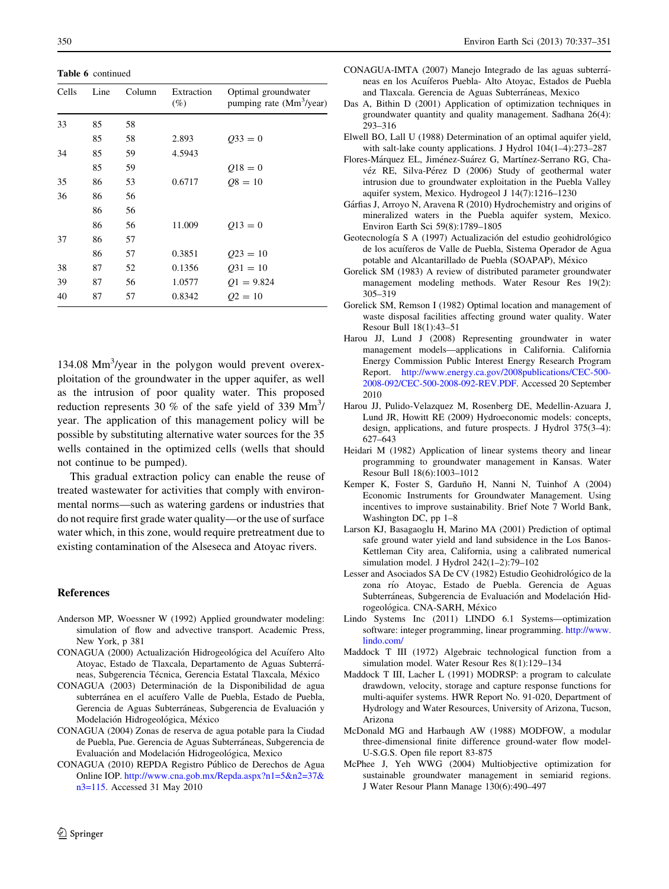**Table 6** continued

| Cells | Line | Column | Extraction (%) | Optimal groundwater pumping rate ($Mm^3$/year) |
|---|---|---|---|---|
| 33 | 85 | 58 | | |
| | 85 | 58 | 2.893 | $Q33 = 0$ |
| 34 | 85 | 59 | 4.5943 | |
| | 85 | 59 | | $Q18 = 0$ |
| 35 | 86 | 53 | 0.6717 | $Q8 = 10$ |
| 36 | 86 | 56 | | |
| | 86 | 56 | | |
| | 86 | 56 | 11.009 | $Q13 = 0$ |
| 37 | 86 | 57 | | |
| | 86 | 57 | 0.3851 | $Q23 = 10$ |
| 38 | 87 | 52 | 0.1356 | $Q31 = 10$ |
| 39 | 87 | 56 | 1.0577 | $Q1 = 9.824$ |
| 40 | 87 | 57 | 0.8342 | $Q2 = 10$ |

134.08 $Mm^3$/year in the polygon would prevent overexploitation of the groundwater in the upper aquifer, as well as the intrusion of poor quality water. This proposed reduction represents 30 % of the safe yield of 339 $Mm^3$/year. The application of this management policy will be possible by substituting alternative water sources for the 35 wells contained in the optimized cells (wells that should not continue to be pumped).

This gradual extraction policy can enable the reuse of treated wastewater for activities that comply with environmental norms—such as watering gardens or industries that do not require first grade water quality—or the use of surface water which, in this zone, would require pretreatment due to existing contamination of the Alseseca and Atoyac rivers.

## References

Anderson MP, Woessner W (1992) Applied groundwater modeling: simulation of flow and advective transport. Academic Press, New York, p 381

CONAGUA (2000) Actualización Hidrogeológica del Acuífero Alto Atoyac, Estado de Tlaxcala, Departamento de Aguas Subterráneas, Subgerencia Técnica, Gerencia Estatal Tlaxcala, México

CONAGUA (2003) Determinación de la Disponibilidad de agua subterránea en el acuífero Valle de Puebla, Estado de Puebla, Gerencia de Aguas Subterráneas, Subgerencia de Evaluación y Modelación Hidrogeológica, México

CONAGUA (2004) Zonas de reserva de agua potable para la Ciudad de Puebla, Pue. Gerencia de Aguas Subterráneas, Subgerencia de Evaluación and Modelación Hidrogeológica, Mexico

CONAGUA (2010) REPDA Registro Público de Derechos de Agua Online IOP. http://www.cna.gob.mx/Repda.aspx?n1=5&n2=37&n3=115. Accessed 31 May 2010

CONAGUA-IMTA (2007) Manejo Integrado de las aguas subterráneas en los Acuíferos Puebla- Alto Atoyac, Estados de Puebla and Tlaxcala. Gerencia de Aguas Subterráneas, Mexico

Das A, Bithin D (2001) Application of optimization techniques in groundwater quantity and quality management. Sadhana 26(4): 293–316

Elwell BO, Lall U (1988) Determination of an optimal aquifer yield, with salt-lake county applications. J Hydrol 104(1–4):273–287

Flores-Márquez EL, Jiménez-Suárez G, Martínez-Serrano RG, Chavéz RE, Silva-Pérez D (2006) Study of geothermal water intrusion due to groundwater exploitation in the Puebla Valley aquifer system, Mexico. Hydrogeol J 14(7):1216–1230

Gárfias J, Arroyo N, Aravena R (2010) Hydrochemistry and origins of mineralized waters in the Puebla aquifer system, Mexico. Environ Earth Sci 59(8):1789–1805

Geotecnología S A (1997) Actualización del estudio geohidrológico de los acuíferos de Valle de Puebla, Sistema Operador de Agua potable and Alcantarillado de Puebla (SOAPAP), México

Gorelick SM (1983) A review of distributed parameter groundwater management modeling methods. Water Resour Res 19(2): 305–319

Gorelick SM, Remson I (1982) Optimal location and management of waste disposal facilities affecting ground water quality. Water Resour Bull 18(1):43–51

Harou JJ, Lund J (2008) Representing groundwater in water management models—applications in California. California Energy Commission Public Interest Energy Research Program Report. http://www.energy.ca.gov/2008publications/CEC-500-2008-092/CEC-500-2008-092-REV.PDF. Accessed 20 September 2010

Harou JJ, Pulido-Velazquez M, Rosenberg DE, Medellin-Azuara J, Lund JR, Howitt RE (2009) Hydroeconomic models: concepts, design, applications, and future prospects. J Hydrol 375(3–4): 627–643

Heidari M (1982) Application of linear systems theory and linear programming to groundwater management in Kansas. Water Resour Bull 18(6):1003–1012

Kemper K, Foster S, Garduño H, Nanni N, Tuinhof A (2004) Economic Instruments for Groundwater Management. Using incentives to improve sustainability. Brief Note 7 World Bank, Washington DC, pp 1–8

Larson KJ, Basagaoglu H, Marino MA (2001) Prediction of optimal safe ground water yield and land subsidence in the Los Banos-Kettleman City area, California, using a calibrated numerical simulation model. J Hydrol 242(1–2):79–102

Lesser and Asociados SA De CV (1982) Estudio Geohidrológico de la zona río Atoyac, Estado de Puebla. Gerencia de Aguas Subterráneas, Subgerencia de Evaluación and Modelación Hidrogeológica. CNA-SARH, México

Lindo Systems Inc (2011) LINDO 6.1 Systems—optimization software: integer programming, linear programming. http://www.lindo.com/

Maddock T III (1972) Algebraic technological function from a simulation model. Water Resour Res 8(1):129–134

Maddock T III, Lacher L (1991) MODRSP: a program to calculate drawdown, velocity, storage and capture response functions for multi-aquifer systems. HWR Report No. 91-020, Department of Hydrology and Water Resources, University of Arizona, Tucson, Arizona

McDonald MG and Harbaugh AW (1988) MODFOW, a modular three-dimensional finite difference ground-water flow model-U-S.G.S. Open file report 83-875

McPhee J, Yeh WWG (2004) Multiobjective optimization for sustainable groundwater management in semiarid regions. J Water Resour Plann Manage 130(6):490–497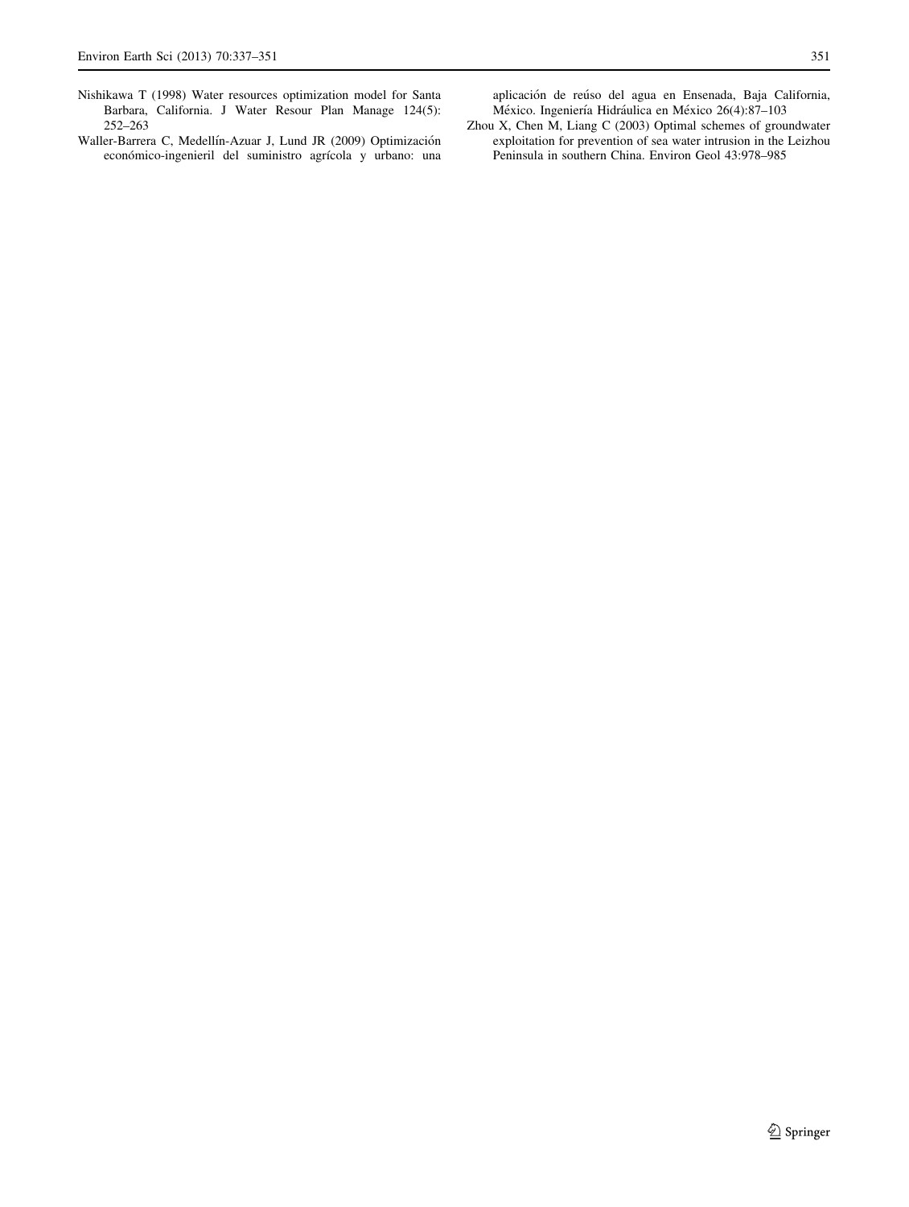Nishikawa T (1998) Water resources optimization model for Santa Barbara, California. J Water Resour Plan Manage 124(5): 252–263

Waller-Barrera C, Medellín-Azuar J, Lund JR (2009) Optimización económico-ingenieril del suministro agrícola y urbano: una aplicación de reúso del agua en Ensenada, Baja California, México. Ingeniería Hidráulica en México 26(4):87–103

Zhou X, Chen M, Liang C (2003) Optimal schemes of groundwater exploitation for prevention of sea water intrusion in the Leizhou Peninsula in southern China. Environ Geol 43:978–985